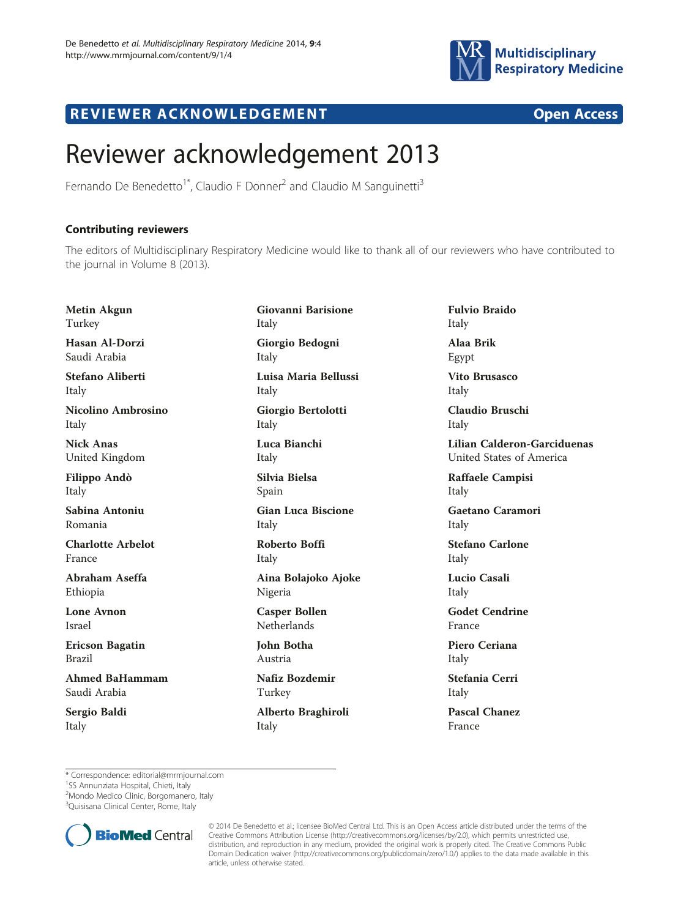REVIEWER ACKNOWLEDGEMENT Open Access

# Reviewer acknowledgement 2013

Fernando De Benedetto[1*], Claudio F Donner[2] and Claudio M Sanguinetti[3]

## Contributing reviewers

The editors of Multidisciplinary Respiratory Medicine would like to thank all of our reviewers who have contributed to the journal in Volume 8 (2013).

**Metin Akgun**
Turkey

**Hasan Al-Dorzi**
Saudi Arabia

**Stefano Aliberti**
Italy

**Nicolino Ambrosino**
Italy

**Nick Anas**
United Kingdom

**Filippo Andò**
Italy

**Sabina Antoniu**
Romania

**Charlotte Arbelot**
France

**Abraham Aseffa**
Ethiopia

**Lone Avnon**
Israel

**Ericson Bagatin**
Brazil

**Ahmed BaHammam**
Saudi Arabia

**Sergio Baldi**
Italy

**Giovanni Barisione**
Italy

**Giorgio Bedogni**
Italy

**Luisa Maria Bellussi**
Italy

**Giorgio Bertolotti**
Italy

**Luca Bianchi**
Italy

**Silvia Bielsa**
Spain

**Gian Luca Biscione**
Italy

**Roberto Boffi**
Italy

**Aina Bolajoko Ajoke**
Nigeria

**Casper Bollen**
Netherlands

**John Botha**
Austria

**Nafiz Bozdemir**
Turkey

**Alberto Braghiroli**
Italy

**Fulvio Braido**
Italy

**Alaa Brik**
Egypt

**Vito Brusasco**
Italy

**Claudio Bruschi**
Italy

**Lilian Calderon-Garciduenas**
United States of America

**Raffaele Campisi**
Italy

**Gaetano Caramori**
Italy

**Stefano Carlone**
Italy

**Lucio Casali**
Italy

**Godet Cendrine**
France

**Piero Ceriana**
Italy

**Stefania Cerri**
Italy

**Pascal Chanez**
France

\* Correspondence: editorial@mrmjournal.com
[1]SS Annunziata Hospital, Chieti, Italy
[2]Mondo Medico Clinic, Borgomanero, Italy
[3]Quisisana Clinical Center, Rome, Italy

© 2014 De Benedetto et al.; licensee BioMed Central Ltd. This is an Open Access article distributed under the terms of the Creative Commons Attribution License (http://creativecommons.org/licenses/by/2.0), which permits unrestricted use, distribution, and reproduction in any medium, provided the original work is properly cited. The Creative Commons Public Domain Dedication waiver (http://creativecommons.org/publicdomain/zero/1.0/) applies to the data made available in this article, unless otherwise stated.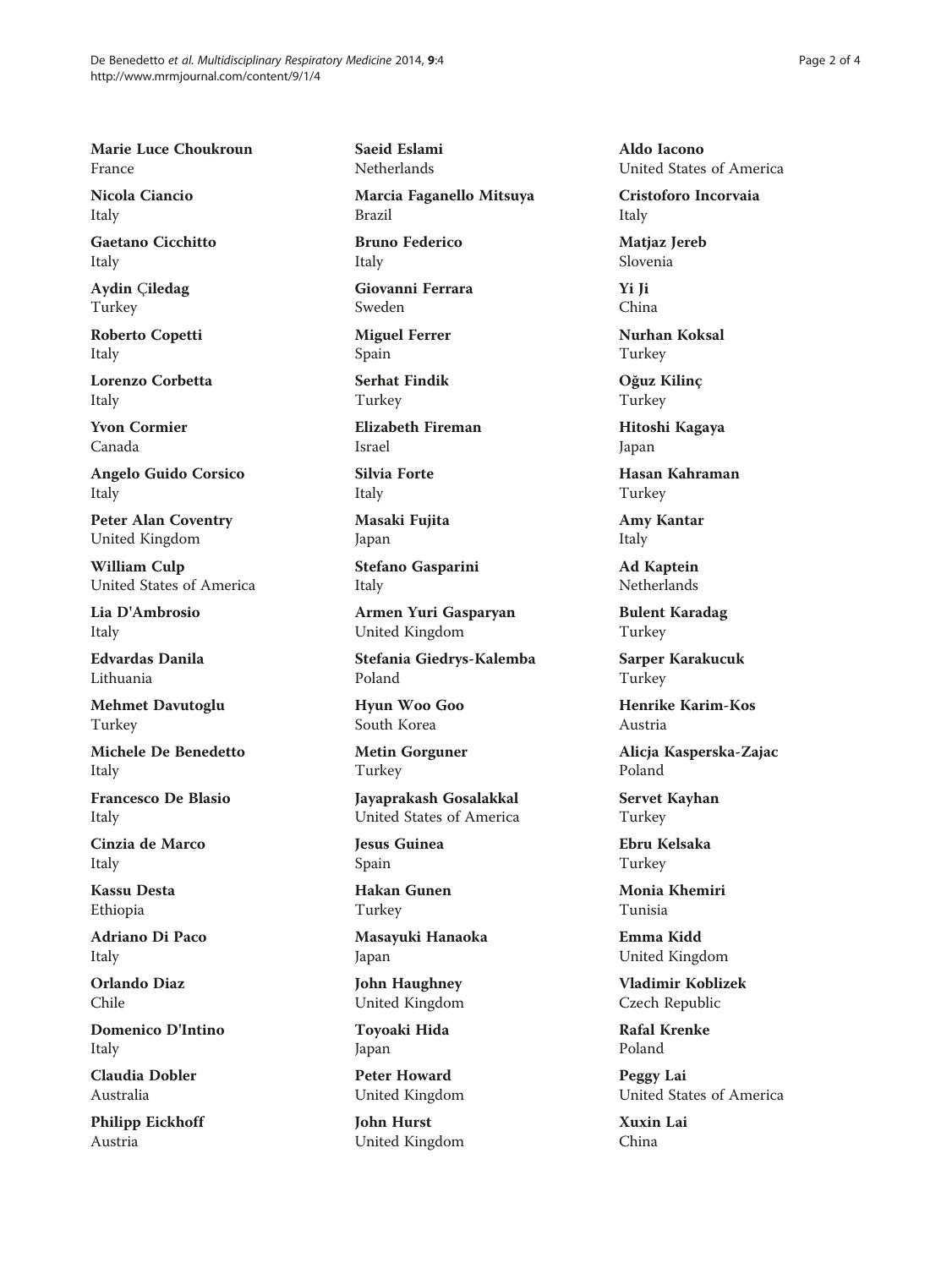**Marie Luce Choukroun**
France

**Nicola Ciancio**
Italy

**Gaetano Cicchitto**
Italy

**Aydin Çiledag**
Turkey

**Roberto Copetti**
Italy

**Lorenzo Corbetta**
Italy

**Yvon Cormier**
Canada

**Angelo Guido Corsico**
Italy

**Peter Alan Coventry**
United Kingdom

**William Culp**
United States of America

**Lia D'Ambrosio**
Italy

**Edvardas Danila**
Lithuania

**Mehmet Davutoglu**
Turkey

**Michele De Benedetto**
Italy

**Francesco De Blasio**
Italy

**Cinzia de Marco**
Italy

**Kassu Desta**
Ethiopia

**Adriano Di Paco**
Italy

**Orlando Diaz**
Chile

**Domenico D'Intino**
Italy

**Claudia Dobler**
Australia

**Philipp Eickhoff**
Austria

**Saeid Eslami**
Netherlands

**Marcia Faganello Mitsuya**
Brazil

**Bruno Federico**
Italy

**Giovanni Ferrara**
Sweden

**Miguel Ferrer**
Spain

**Serhat Findik**
Turkey

**Elizabeth Fireman**
Israel

**Silvia Forte**
Italy

**Masaki Fujita**
Japan

**Stefano Gasparini**
Italy

**Armen Yuri Gasparyan**
United Kingdom

**Stefania Giedrys-Kalemba**
Poland

**Hyun Woo Goo**
South Korea

**Metin Gorguner**
Turkey

**Jayaprakash Gosalakkal**
United States of America

**Jesus Guinea**
Spain

**Hakan Gunen**
Turkey

**Masayuki Hanaoka**
Japan

**John Haughney**
United Kingdom

**Toyoaki Hida**
Japan

**Peter Howard**
United Kingdom

**John Hurst**
United Kingdom

**Aldo Iacono**
United States of America

**Cristoforo Incorvaia**
Italy

**Matjaz Jereb**
Slovenia

**Yi Ji**
China

**Nurhan Koksal**
Turkey

**Oğuz Kilinç**
Turkey

**Hitoshi Kagaya**
Japan

**Hasan Kahraman**
Turkey

**Amy Kantar**
Italy

**Ad Kaptein**
Netherlands

**Bulent Karadag**
Turkey

**Sarper Karakucuk**
Turkey

**Henrike Karim-Kos**
Austria

**Alicja Kasperska-Zajac**
Poland

**Servet Kayhan**
Turkey

**Ebru Kelsaka**
Turkey

**Monia Khemiri**
Tunisia

**Emma Kidd**
United Kingdom

**Vladimir Koblizek**
Czech Republic

**Rafal Krenke**
Poland

**Peggy Lai**
United States of America

**Xuxin Lai**
China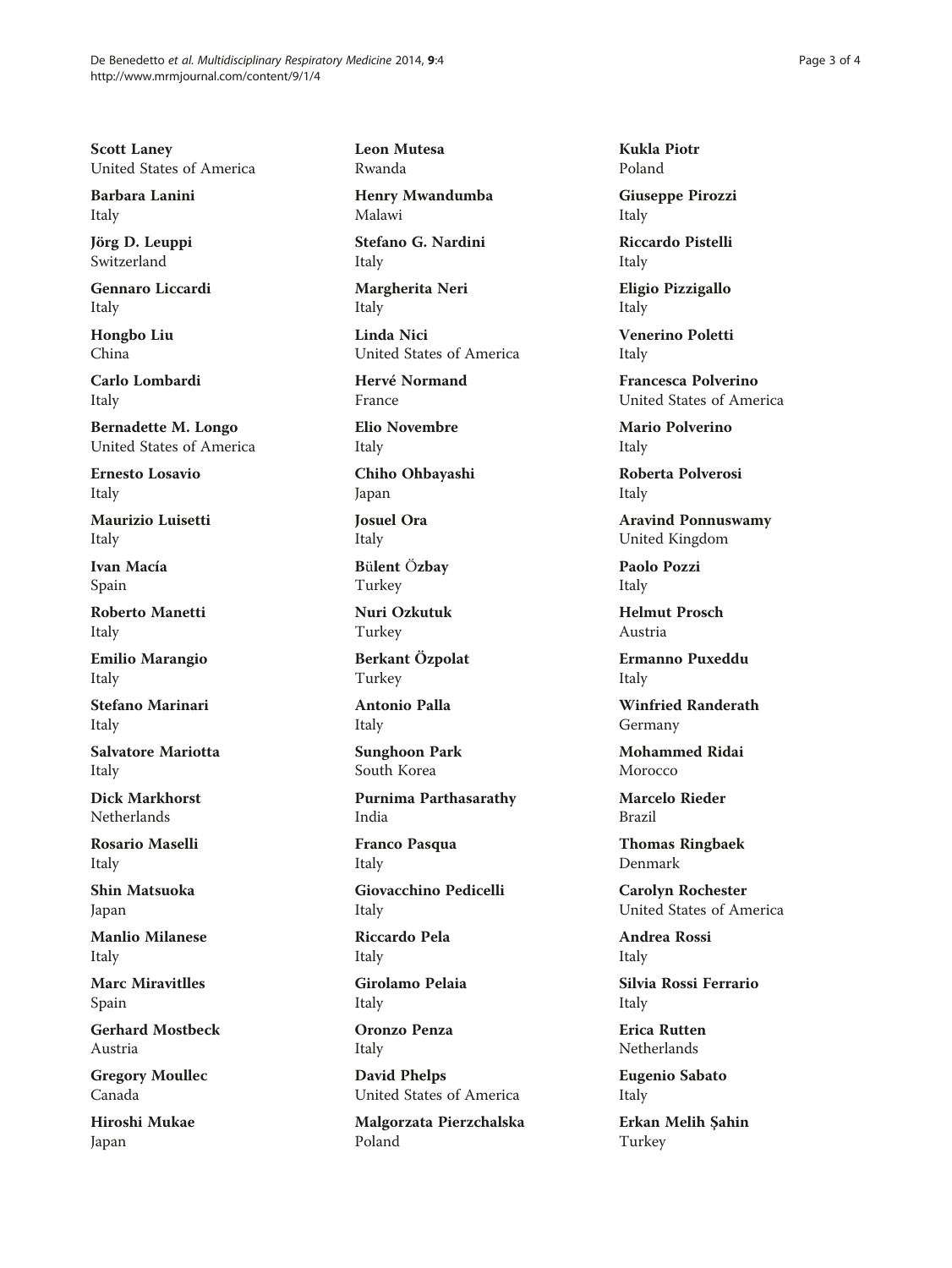**Scott Laney**
United States of America

**Barbara Lanini**
Italy

**Jörg D. Leuppi**
Switzerland

**Gennaro Liccardi**
Italy

**Hongbo Liu**
China

**Carlo Lombardi**
Italy

**Bernadette M. Longo**
United States of America

**Ernesto Losavio**
Italy

**Maurizio Luisetti**
Italy

**Ivan Macía**
Spain

**Roberto Manetti**
Italy

**Emilio Marangio**
Italy

**Stefano Marinari**
Italy

**Salvatore Mariotta**
Italy

**Dick Markhorst**
Netherlands

**Rosario Maselli**
Italy

**Shin Matsuoka**
Japan

**Manlio Milanese**
Italy

**Marc Miravitlles**
Spain

**Gerhard Mostbeck**
Austria

**Gregory Moullec**
Canada

**Hiroshi Mukae**
Japan

**Leon Mutesa**
Rwanda

**Henry Mwandumba**
Malawi

**Stefano G. Nardini**
Italy

**Margherita Neri**
Italy

**Linda Nici**
United States of America

**Hervé Normand**
France

**Elio Novembre**
Italy

**Chiho Ohbayashi**
Japan

**Josuel Ora**
Italy

**Bülent Özbay**
Turkey

**Nuri Ozkutuk**
Turkey

**Berkant Özpolat**
Turkey

**Antonio Palla**
Italy

**Sunghoon Park**
South Korea

**Purnima Parthasarathy**
India

**Franco Pasqua**
Italy

**Giovacchino Pedicelli**
Italy

**Riccardo Pela**
Italy

**Girolamo Pelaia**
Italy

**Oronzo Penza**
Italy

**David Phelps**
United States of America

**Malgorzata Pierzchalska**
Poland

**Kukla Piotr**
Poland

**Giuseppe Pirozzi**
Italy

**Riccardo Pistelli**
Italy

**Eligio Pizzigallo**
Italy

**Venerino Poletti**
Italy

**Francesca Polverino**
United States of America

**Mario Polverino**
Italy

**Roberta Polverosi**
Italy

**Aravind Ponnuswamy**
United Kingdom

**Paolo Pozzi**
Italy

**Helmut Prosch**
Austria

**Ermanno Puxeddu**
Italy

**Winfried Randerath**
Germany

**Mohammed Ridai**
Morocco

**Marcelo Rieder**
Brazil

**Thomas Ringbaek**
Denmark

**Carolyn Rochester**
United States of America

**Andrea Rossi**
Italy

**Silvia Rossi Ferrario**
Italy

**Erica Rutten**
Netherlands

**Eugenio Sabato**
Italy

**Erkan Melih Şahin**
Turkey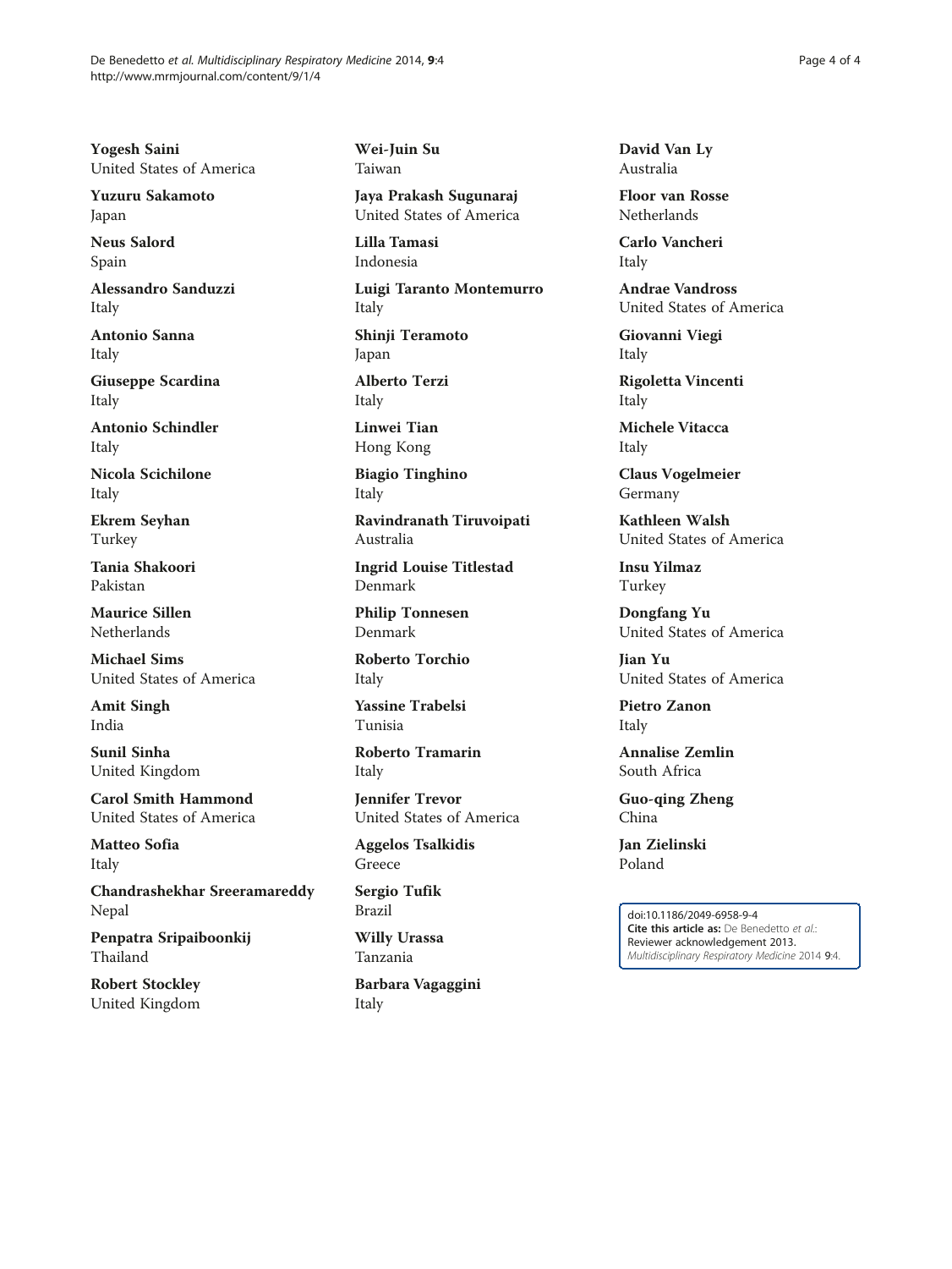**Yogesh Saini**
United States of America

**Yuzuru Sakamoto**
Japan

**Neus Salord**
Spain

**Alessandro Sanduzzi**
Italy

**Antonio Sanna**
Italy

**Giuseppe Scardina**
Italy

**Antonio Schindler**
Italy

**Nicola Scichilone**
Italy

**Ekrem Seyhan**
Turkey

**Tania Shakoori**
Pakistan

**Maurice Sillen**
Netherlands

**Michael Sims**
United States of America

**Amit Singh**
India

**Sunil Sinha**
United Kingdom

**Carol Smith Hammond**
United States of America

**Matteo Sofia**
Italy

**Chandrashekhar Sreeramareddy**
Nepal

**Penpatra Sripaiboonkij**
Thailand

**Robert Stockley**
United Kingdom

**Wei-Juin Su**
Taiwan

**Jaya Prakash Sugunaraj**
United States of America

**Lilla Tamasi**
Indonesia

**Luigi Taranto Montemurro**
Italy

**Shinji Teramoto**
Japan

**Alberto Terzi**
Italy

**Linwei Tian**
Hong Kong

**Biagio Tinghino**
Italy

**Ravindranath Tiruvoipati**
Australia

**Ingrid Louise Titlestad**
Denmark

**Philip Tonnesen**
Denmark

**Roberto Torchio**
Italy

**Yassine Trabelsi**
Tunisia

**Roberto Tramarin**
Italy

**Jennifer Trevor**
United States of America

**Aggelos Tsalkidis**
Greece

**Sergio Tufik**
Brazil

**Willy Urassa**
Tanzania

**Barbara Vagaggini**
Italy

**David Van Ly**
Australia

**Floor van Rosse**
Netherlands

**Carlo Vancheri**
Italy

**Andrae Vandross**
United States of America

**Giovanni Viegi**
Italy

**Rigoletta Vincenti**
Italy

**Michele Vitacca**
Italy

**Claus Vogelmeier**
Germany

**Kathleen Walsh**
United States of America

**Insu Yilmaz**
Turkey

**Dongfang Yu**
United States of America

**Jian Yu**
United States of America

**Pietro Zanon**
Italy

**Annalise Zemlin**
South Africa

**Guo-qing Zheng**
China

**Jan Zielinski**
Poland

doi:10.1186/2049-6958-9-4
**Cite this article as:** De Benedetto *et al.*: Reviewer acknowledgement 2013. *Multidisciplinary Respiratory Medicine* 2014 **9**:4.